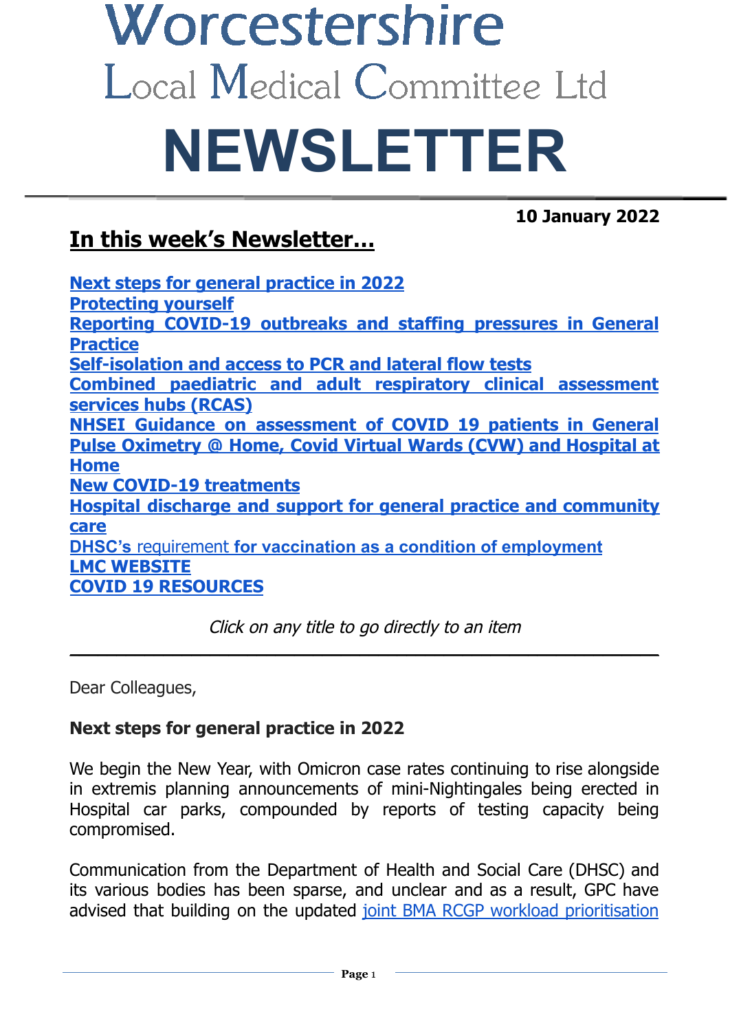# Worcestershire
## Local Medical Committee Ltd
# NEWSLETTER

**10 January 2022**

## In this week's Newsletter…

**Next steps for general practice in 2022**
**Protecting yourself**
**Reporting COVID-19 outbreaks and staffing pressures in General Practice**
**Self-isolation and access to PCR and lateral flow tests**
**Combined paediatric and adult respiratory clinical assessment services hubs (RCAS)**
**NHSEI Guidance on assessment of COVID 19 patients in General**
**Pulse Oximetry @ Home, Covid Virtual Wards (CVW) and Hospital at Home**
**New COVID-19 treatments**
**Hospital discharge and support for general practice and community care**
**DHSC's** requirement **for vaccination as a condition of employment**
**LMC WEBSITE**
**COVID 19 RESOURCES**

*Click on any title to go directly to an item*

---

Dear Colleagues,

**Next steps for general practice in 2022**

We begin the New Year, with Omicron case rates continuing to rise alongside in extremis planning announcements of mini-Nightingales being erected in Hospital car parks, compounded by reports of testing capacity being compromised.

Communication from the Department of Health and Social Care (DHSC) and its various bodies has been sparse, and unclear and as a result, GPC have advised that building on the updated joint BMA RCGP workload prioritisation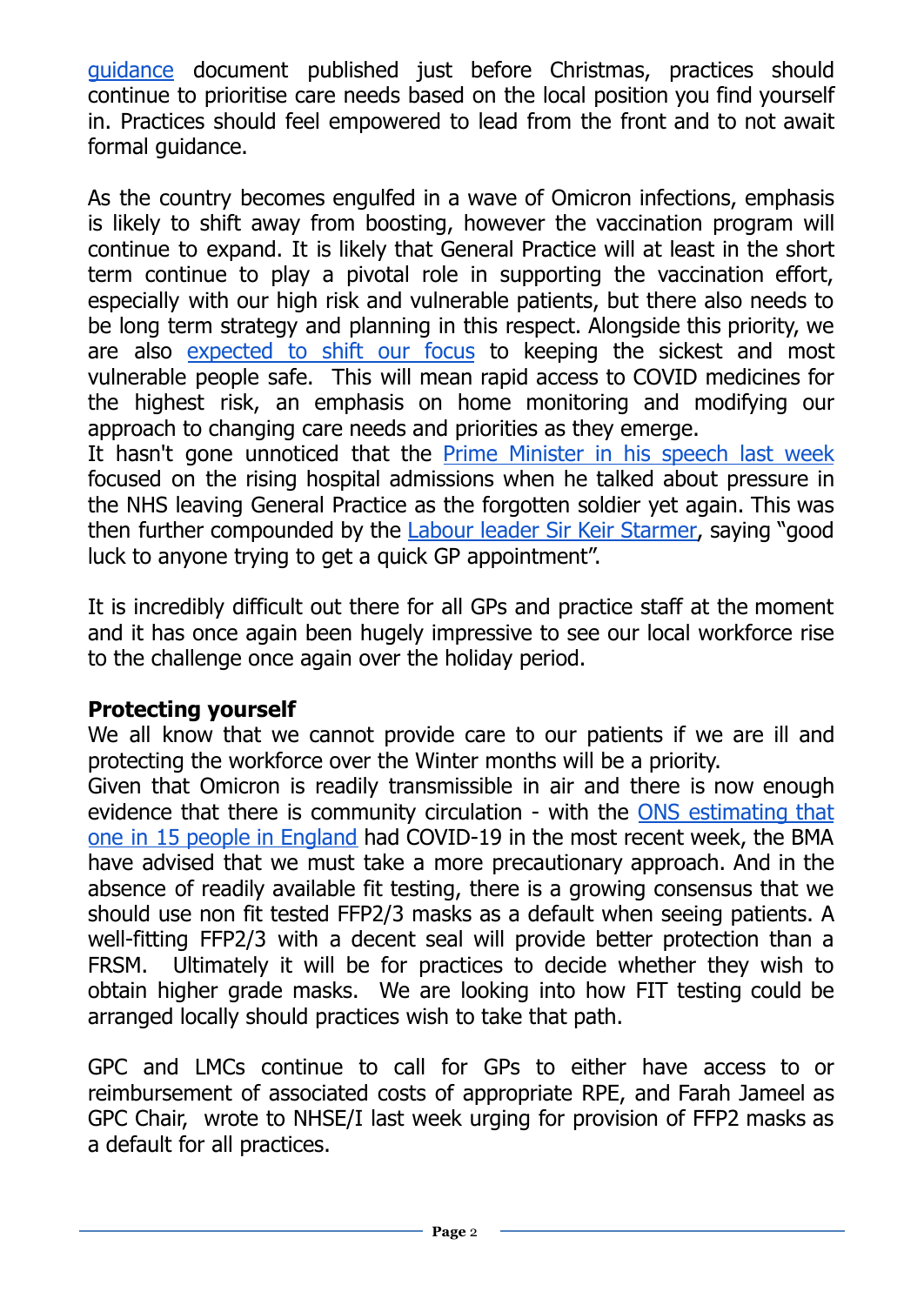guidance document published just before Christmas, practices should continue to prioritise care needs based on the local position you find yourself in. Practices should feel empowered to lead from the front and to not await formal guidance.

As the country becomes engulfed in a wave of Omicron infections, emphasis is likely to shift away from boosting, however the vaccination program will continue to expand. It is likely that General Practice will at least in the short term continue to play a pivotal role in supporting the vaccination effort, especially with our high risk and vulnerable patients, but there also needs to be long term strategy and planning in this respect. Alongside this priority, we are also expected to shift our focus to keeping the sickest and most vulnerable people safe. This will mean rapid access to COVID medicines for the highest risk, an emphasis on home monitoring and modifying our approach to changing care needs and priorities as they emerge.
It hasn't gone unnoticed that the Prime Minister in his speech last week focused on the rising hospital admissions when he talked about pressure in the NHS leaving General Practice as the forgotten soldier yet again. This was then further compounded by the Labour leader Sir Keir Starmer, saying "good luck to anyone trying to get a quick GP appointment".

It is incredibly difficult out there for all GPs and practice staff at the moment and it has once again been hugely impressive to see our local workforce rise to the challenge once again over the holiday period.

**Protecting yourself**
We all know that we cannot provide care to our patients if we are ill and protecting the workforce over the Winter months will be a priority.
Given that Omicron is readily transmissible in air and there is now enough evidence that there is community circulation - with the ONS estimating that one in 15 people in England had COVID-19 in the most recent week, the BMA have advised that we must take a more precautionary approach. And in the absence of readily available fit testing, there is a growing consensus that we should use non fit tested FFP2/3 masks as a default when seeing patients. A well-fitting FFP2/3 with a decent seal will provide better protection than a FRSM. Ultimately it will be for practices to decide whether they wish to obtain higher grade masks. We are looking into how FIT testing could be arranged locally should practices wish to take that path.

GPC and LMCs continue to call for GPs to either have access to or reimbursement of associated costs of appropriate RPE, and Farah Jameel as GPC Chair, wrote to NHSE/I last week urging for provision of FFP2 masks as a default for all practices.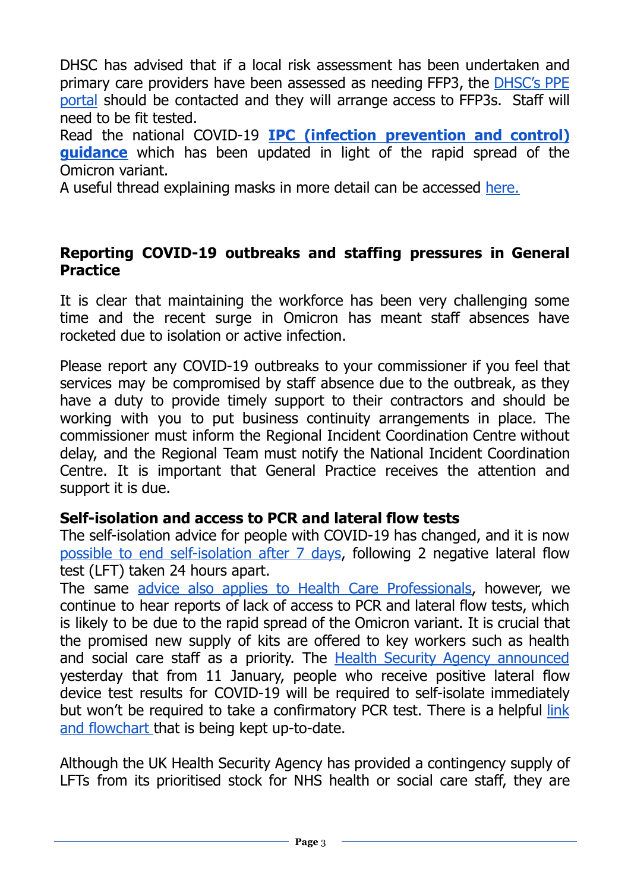DHSC has advised that if a local risk assessment has been undertaken and primary care providers have been assessed as needing FFP3, the DHSC's PPE portal should be contacted and they will arrange access to FFP3s. Staff will need to be fit tested.
Read the national COVID-19 **IPC (infection prevention and control) guidance** which has been updated in light of the rapid spread of the Omicron variant.
A useful thread explaining masks in more detail can be accessed here.

**Reporting COVID-19 outbreaks and staffing pressures in General Practice**

It is clear that maintaining the workforce has been very challenging some time and the recent surge in Omicron has meant staff absences have rocketed due to isolation or active infection.

Please report any COVID-19 outbreaks to your commissioner if you feel that services may be compromised by staff absence due to the outbreak, as they have a duty to provide timely support to their contractors and should be working with you to put business continuity arrangements in place. The commissioner must inform the Regional Incident Coordination Centre without delay, and the Regional Team must notify the National Incident Coordination Centre. It is important that General Practice receives the attention and support it is due.

**Self-isolation and access to PCR and lateral flow tests**
The self-isolation advice for people with COVID-19 has changed, and it is now possible to end self-isolation after 7 days, following 2 negative lateral flow test (LFT) taken 24 hours apart.
The same advice also applies to Health Care Professionals, however, we continue to hear reports of lack of access to PCR and lateral flow tests, which is likely to be due to the rapid spread of the Omicron variant. It is crucial that the promised new supply of kits are offered to key workers such as health and social care staff as a priority. The Health Security Agency announced yesterday that from 11 January, people who receive positive lateral flow device test results for COVID-19 will be required to self-isolate immediately but won't be required to take a confirmatory PCR test. There is a helpful link and flowchart that is being kept up-to-date.

Although the UK Health Security Agency has provided a contingency supply of LFTs from its prioritised stock for NHS health or social care staff, they are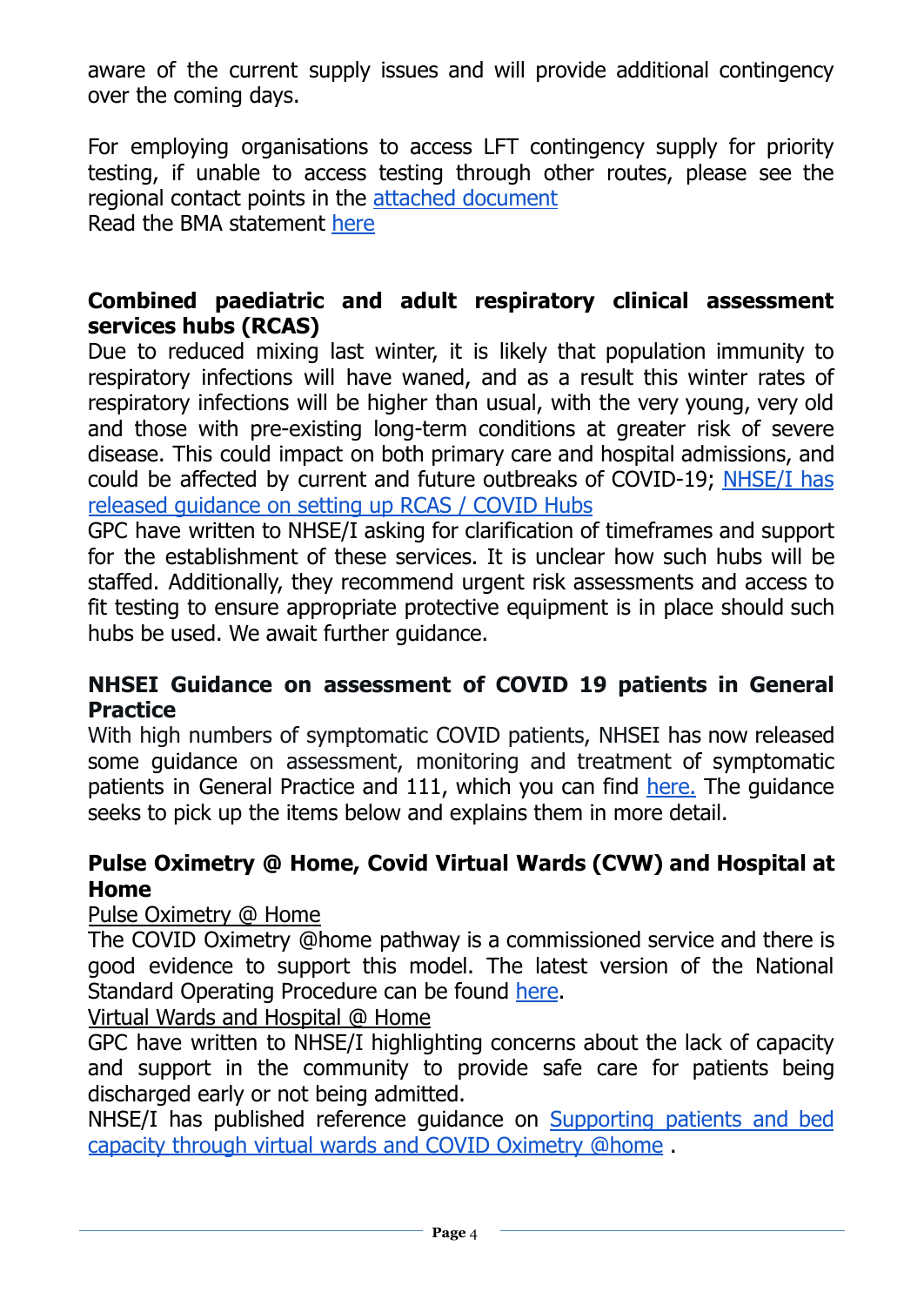aware of the current supply issues and will provide additional contingency over the coming days.

For employing organisations to access LFT contingency supply for priority testing, if unable to access testing through other routes, please see the regional contact points in the attached document
Read the BMA statement here

**Combined paediatric and adult respiratory clinical assessment services hubs (RCAS)**
Due to reduced mixing last winter, it is likely that population immunity to respiratory infections will have waned, and as a result this winter rates of respiratory infections will be higher than usual, with the very young, very old and those with pre-existing long-term conditions at greater risk of severe disease. This could impact on both primary care and hospital admissions, and could be affected by current and future outbreaks of COVID-19; NHSE/I has released guidance on setting up RCAS / COVID Hubs
GPC have written to NHSE/I asking for clarification of timeframes and support for the establishment of these services. It is unclear how such hubs will be staffed. Additionally, they recommend urgent risk assessments and access to fit testing to ensure appropriate protective equipment is in place should such hubs be used. We await further guidance.

**NHSEI Guidance on assessment of COVID 19 patients in General Practice**
With high numbers of symptomatic COVID patients, NHSEI has now released some guidance on assessment, monitoring and treatment of symptomatic patients in General Practice and 111, which you can find here. The guidance seeks to pick up the items below and explains them in more detail.

**Pulse Oximetry @ Home, Covid Virtual Wards (CVW) and Hospital at Home**
Pulse Oximetry @ Home
The COVID Oximetry @home pathway is a commissioned service and there is good evidence to support this model. The latest version of the National Standard Operating Procedure can be found here.
Virtual Wards and Hospital @ Home
GPC have written to NHSE/I highlighting concerns about the lack of capacity and support in the community to provide safe care for patients being discharged early or not being admitted.
NHSE/I has published reference guidance on Supporting patients and bed capacity through virtual wards and COVID Oximetry @home .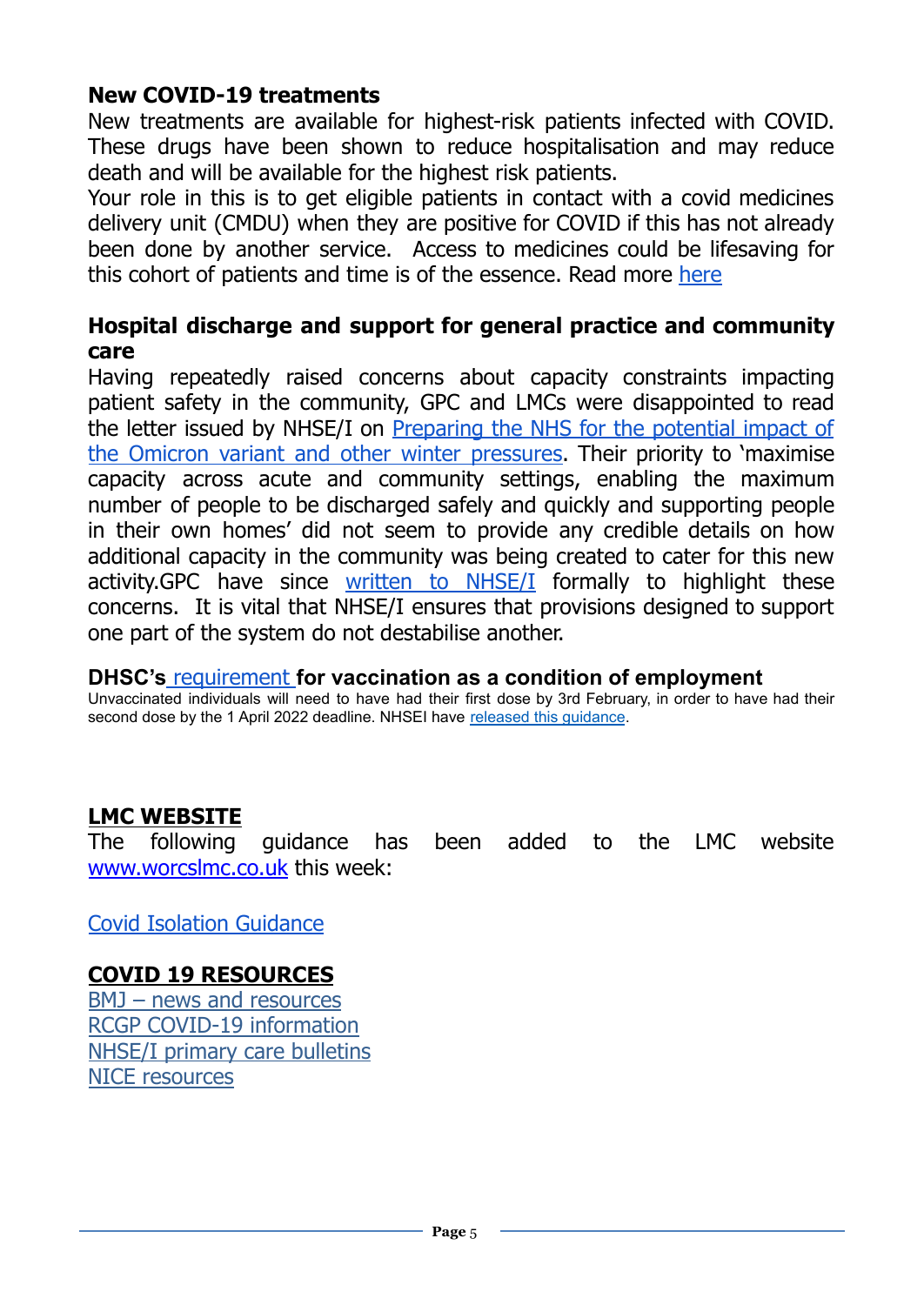**New COVID-19 treatments**

New treatments are available for highest-risk patients infected with COVID. These drugs have been shown to reduce hospitalisation and may reduce death and will be available for the highest risk patients.

Your role in this is to get eligible patients in contact with a covid medicines delivery unit (CMDU) when they are positive for COVID if this has not already been done by another service. Access to medicines could be lifesaving for this cohort of patients and time is of the essence. Read more here

**Hospital discharge and support for general practice and community care**

Having repeatedly raised concerns about capacity constraints impacting patient safety in the community, GPC and LMCs were disappointed to read the letter issued by NHSE/I on Preparing the NHS for the potential impact of the Omicron variant and other winter pressures. Their priority to 'maximise capacity across acute and community settings, enabling the maximum number of people to be discharged safely and quickly and supporting people in their own homes' did not seem to provide any credible details on how additional capacity in the community was being created to cater for this new activity.GPC have since written to NHSE/I formally to highlight these concerns. It is vital that NHSE/I ensures that provisions designed to support one part of the system do not destabilise another.

**DHSC's requirement for vaccination as a condition of employment**

Unvaccinated individuals will need to have had their first dose by 3rd February, in order to have had their second dose by the 1 April 2022 deadline. NHSEI have released this guidance.

## LMC WEBSITE

The following guidance has been added to the LMC website www.worcslmc.co.uk this week:

Covid Isolation Guidance

## COVID 19 RESOURCES

BMJ – news and resources
RCGP COVID-19 information
NHSE/I primary care bulletins
NICE resources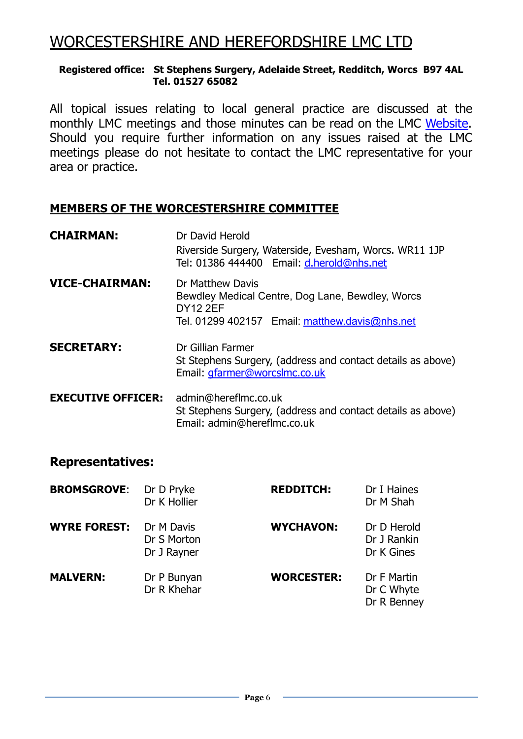# WORCESTERSHIRE AND HEREFORDSHIRE LMC LTD

**Registered office: St Stephens Surgery, Adelaide Street, Redditch, Worcs B97 4AL**
**Tel. 01527 65082**

All topical issues relating to local general practice are discussed at the monthly LMC meetings and those minutes can be read on the LMC Website. Should you require further information on any issues raised at the LMC meetings please do not hesitate to contact the LMC representative for your area or practice.

## MEMBERS OF THE WORCESTERSHIRE COMMITTEE

**CHAIRMAN:** Dr David Herold
Riverside Surgery, Waterside, Evesham, Worcs. WR11 1JP
Tel: 01386 444400 Email: d.herold@nhs.net

**VICE-CHAIRMAN:** Dr Matthew Davis
Bewdley Medical Centre, Dog Lane, Bewdley, Worcs
DY12 2EF
Tel. 01299 402157 Email: matthew.davis@nhs.net

**SECRETARY:** Dr Gillian Farmer
St Stephens Surgery, (address and contact details as above)
Email: gfarmer@worcslmc.co.uk

**EXECUTIVE OFFICER:** admin@hereflmc.co.uk
St Stephens Surgery, (address and contact details as above)
Email: admin@hereflmc.co.uk

## Representatives:

| | | | |
|---|---|---|---|
| **BROMSGROVE:** | Dr D Pryke<br>Dr K Hollier | **REDDITCH:** | Dr I Haines<br>Dr M Shah |
| **WYRE FOREST:** | Dr M Davis<br>Dr S Morton<br>Dr J Rayner | **WYCHAVON:** | Dr D Herold<br>Dr J Rankin<br>Dr K Gines |
| **MALVERN:** | Dr P Bunyan<br>Dr R Khehar | **WORCESTER:** | Dr F Martin<br>Dr C Whyte<br>Dr R Benney |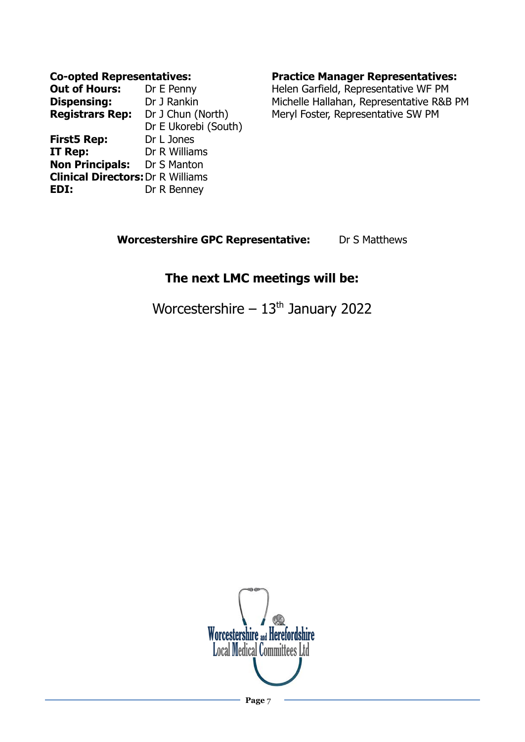**Co-opted Representatives:**

**Out of Hours:** Dr E Penny
**Dispensing:** Dr J Rankin
**Registrars Rep:** Dr J Chun (North)
Dr E Ukorebi (South)
**First5 Rep:** Dr L Jones
**IT Rep:** Dr R Williams
**Non Principals:** Dr S Manton
**Clinical Directors:** Dr R Williams
**EDI:** Dr R Benney

**Practice Manager Representatives:**

Helen Garfield, Representative WF PM
Michelle Hallahan, Representative R&B PM
Meryl Foster, Representative SW PM

**Worcestershire GPC Representative:** Dr S Matthews

## The next LMC meetings will be:

Worcestershire – 13th January 2022

Worcestershire and Herefordshire Local Medical Committees Ltd